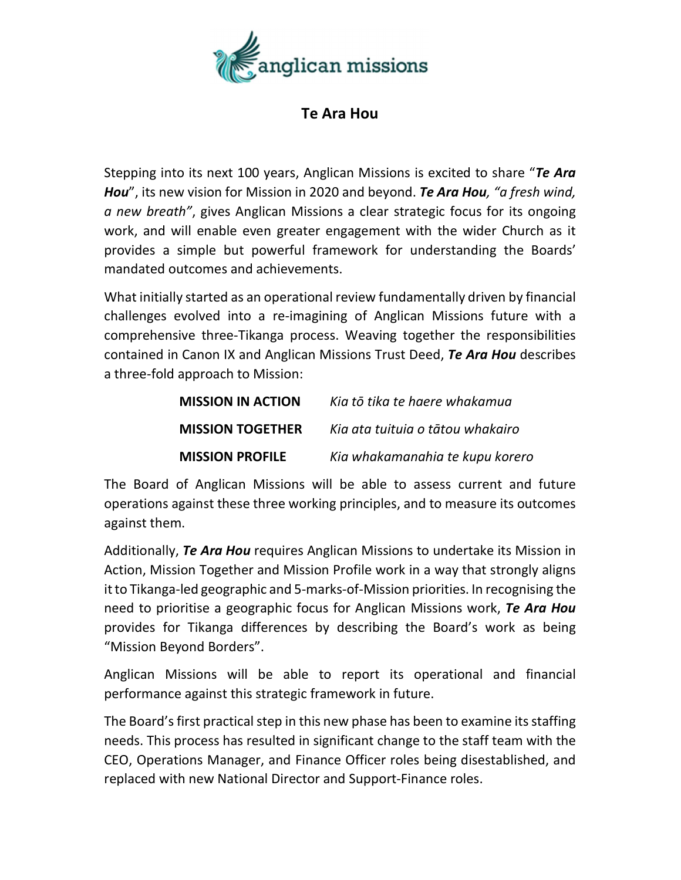# Te Ara Hou

Stepping into its next 100 years, Anglican Missions is excited to share "***Te Ara Hou***", its new vision for Mission in 2020 and beyond. ***Te Ara Hou**, "a fresh wind, a new breath"*, gives Anglican Missions a clear strategic focus for its ongoing work, and will enable even greater engagement with the wider Church as it provides a simple but powerful framework for understanding the Boards' mandated outcomes and achievements.

What initially started as an operational review fundamentally driven by financial challenges evolved into a re-imagining of Anglican Missions future with a comprehensive three-Tikanga process. Weaving together the responsibilities contained in Canon IX and Anglican Missions Trust Deed, ***Te Ara Hou*** describes a three-fold approach to Mission:

| | |
|---|---|
| **MISSION IN ACTION** | *Kia tō tika te haere whakamua* |
| **MISSION TOGETHER** | *Kia ata tuituia o tātou whakairo* |
| **MISSION PROFILE** | *Kia whakamanahia te kupu korero* |

The Board of Anglican Missions will be able to assess current and future operations against these three working principles, and to measure its outcomes against them.

Additionally, ***Te Ara Hou*** requires Anglican Missions to undertake its Mission in Action, Mission Together and Mission Profile work in a way that strongly aligns it to Tikanga-led geographic and 5-marks-of-Mission priorities. In recognising the need to prioritise a geographic focus for Anglican Missions work, ***Te Ara Hou*** provides for Tikanga differences by describing the Board's work as being "Mission Beyond Borders".

Anglican Missions will be able to report its operational and financial performance against this strategic framework in future.

The Board's first practical step in this new phase has been to examine its staffing needs. This process has resulted in significant change to the staff team with the CEO, Operations Manager, and Finance Officer roles being disestablished, and replaced with new National Director and Support-Finance roles.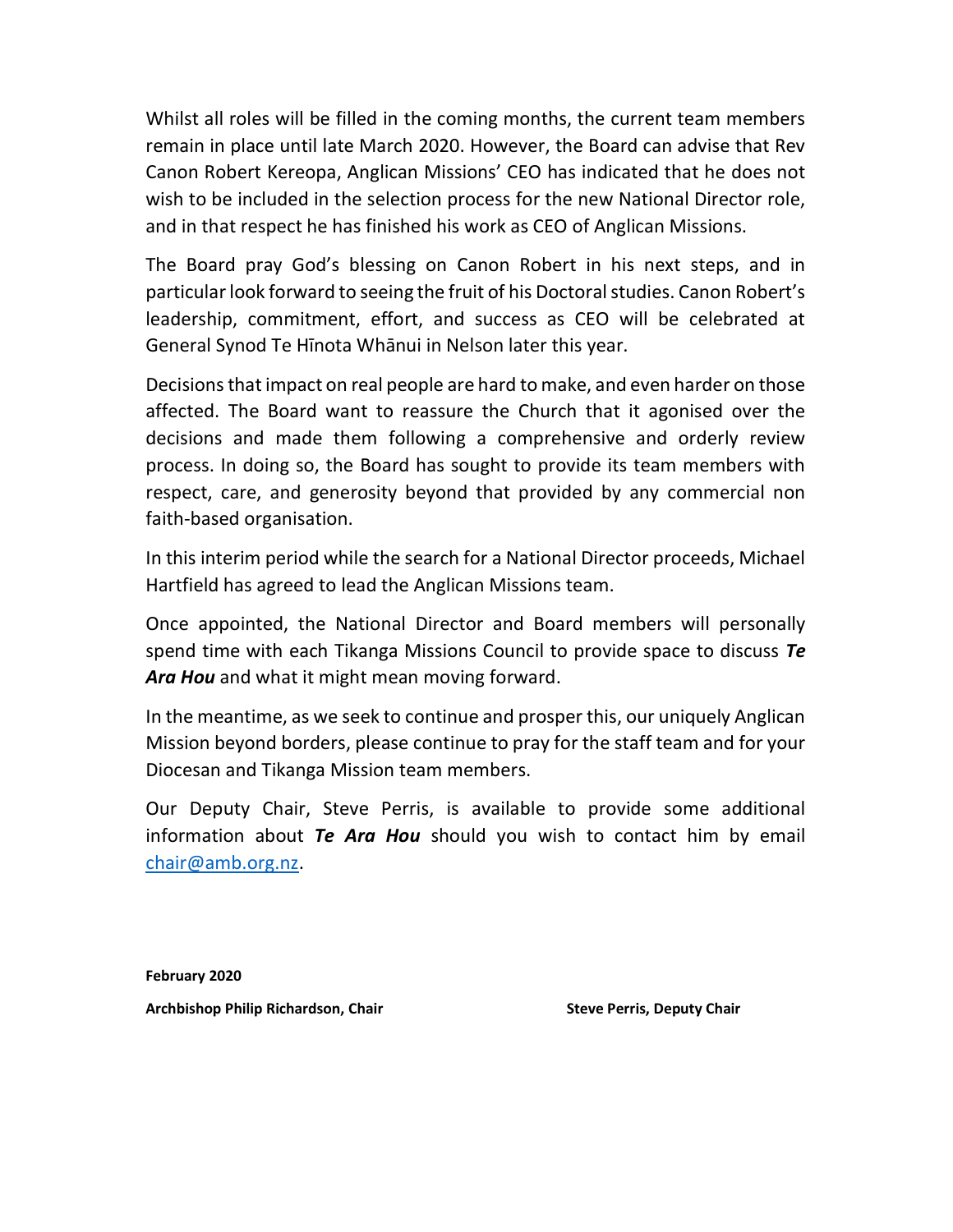Whilst all roles will be filled in the coming months, the current team members remain in place until late March 2020. However, the Board can advise that Rev Canon Robert Kereopa, Anglican Missions' CEO has indicated that he does not wish to be included in the selection process for the new National Director role, and in that respect he has finished his work as CEO of Anglican Missions.

The Board pray God's blessing on Canon Robert in his next steps, and in particular look forward to seeing the fruit of his Doctoral studies. Canon Robert's leadership, commitment, effort, and success as CEO will be celebrated at General Synod Te Hīnota Whānui in Nelson later this year.

Decisions that impact on real people are hard to make, and even harder on those affected. The Board want to reassure the Church that it agonised over the decisions and made them following a comprehensive and orderly review process. In doing so, the Board has sought to provide its team members with respect, care, and generosity beyond that provided by any commercial non faith-based organisation.

In this interim period while the search for a National Director proceeds, Michael Hartfield has agreed to lead the Anglican Missions team.

Once appointed, the National Director and Board members will personally spend time with each Tikanga Missions Council to provide space to discuss ***Te Ara Hou*** and what it might mean moving forward.

In the meantime, as we seek to continue and prosper this, our uniquely Anglican Mission beyond borders, please continue to pray for the staff team and for your Diocesan and Tikanga Mission team members.

Our Deputy Chair, Steve Perris, is available to provide some additional information about ***Te Ara Hou*** should you wish to contact him by email chair@amb.org.nz.

**February 2020**

**Archbishop Philip Richardson, Chair**

**Steve Perris, Deputy Chair**